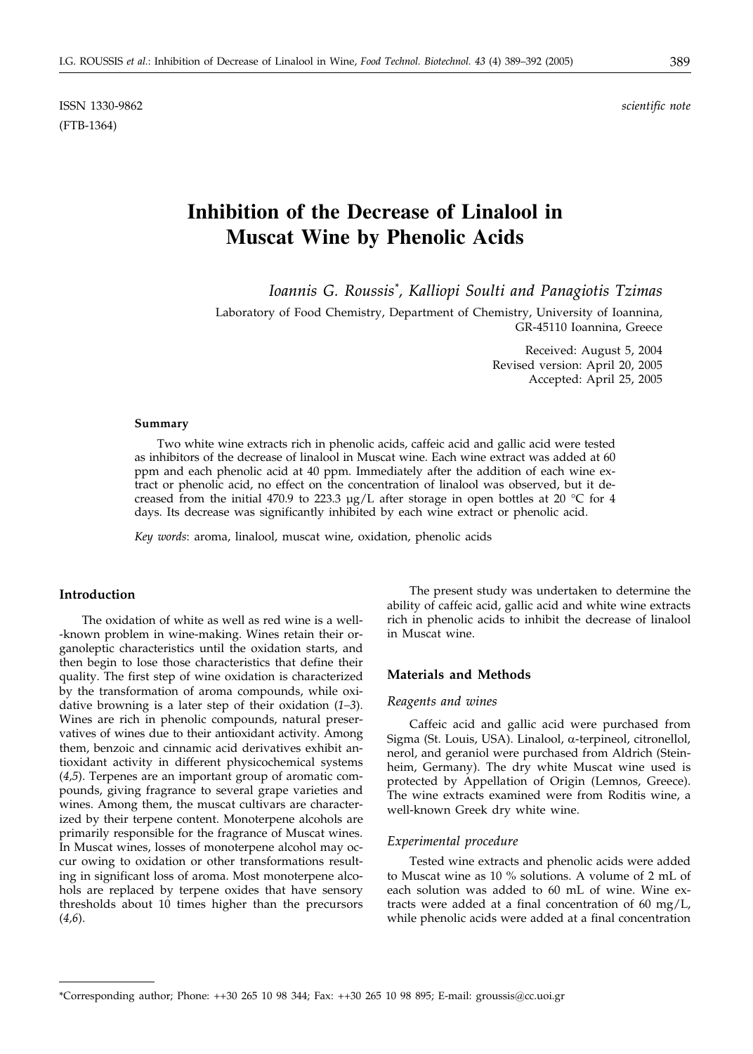ISSN 1330-9862 *scientific note*
(FTB-1364)

# Inhibition of the Decrease of Linalool in Muscat Wine by Phenolic Acids

*Ioannis G. Roussis*, Kalliopi Soulti and Panagiotis Tzimas*

Laboratory of Food Chemistry, Department of Chemistry, University of Ioannina, GR-45110 Ioannina, Greece

Received: August 5, 2004
Revised version: April 20, 2005
Accepted: April 25, 2005

### Summary

Two white wine extracts rich in phenolic acids, caffeic acid and gallic acid were tested as inhibitors of the decrease of linalool in Muscat wine. Each wine extract was added at 60 ppm and each phenolic acid at 40 ppm. Immediately after the addition of each wine extract or phenolic acid, no effect on the concentration of linalool was observed, but it decreased from the initial 470.9 to 223.3 μg/L after storage in open bottles at 20 °C for 4 days. Its decrease was significantly inhibited by each wine extract or phenolic acid.

*Key words*: aroma, linalool, muscat wine, oxidation, phenolic acids

## Introduction

The oxidation of white as well as red wine is a well-known problem in wine-making. Wines retain their organoleptic characteristics until the oxidation starts, and then begin to lose those characteristics that define their quality. The first step of wine oxidation is characterized by the transformation of aroma compounds, while oxidative browning is a later step of their oxidation (*1–3*). Wines are rich in phenolic compounds, natural preservatives of wines due to their antioxidant activity. Among them, benzoic and cinnamic acid derivatives exhibit antioxidant activity in different physicochemical systems (*4,5*). Terpenes are an important group of aromatic compounds, giving fragrance to several grape varieties and wines. Among them, the muscat cultivars are characterized by their terpene content. Monoterpene alcohols are primarily responsible for the fragrance of Muscat wines. In Muscat wines, losses of monoterpene alcohol may occur owing to oxidation or other transformations resulting in significant loss of aroma. Most monoterpene alcohols are replaced by terpene oxides that have sensory thresholds about 10 times higher than the precursors (*4,6*).

The present study was undertaken to determine the ability of caffeic acid, gallic acid and white wine extracts rich in phenolic acids to inhibit the decrease of linalool in Muscat wine.

## Materials and Methods

### *Reagents and wines*

Caffeic acid and gallic acid were purchased from Sigma (St. Louis, USA). Linalool, α-terpineol, citronellol, nerol, and geraniol were purchased from Aldrich (Steinheim, Germany). The dry white Muscat wine used is protected by Appellation of Origin (Lemnos, Greece). The wine extracts examined were from Roditis wine, a well-known Greek dry white wine.

### *Experimental procedure*

Tested wine extracts and phenolic acids were added to Muscat wine as 10 % solutions. A volume of 2 mL of each solution was added to 60 mL of wine. Wine extracts were added at a final concentration of 60 mg/L, while phenolic acids were added at a final concentration

---

*Corresponding author; Phone: ++30 265 10 98 344; Fax: ++30 265 10 98 895; E-mail: groussis@cc.uoi.gr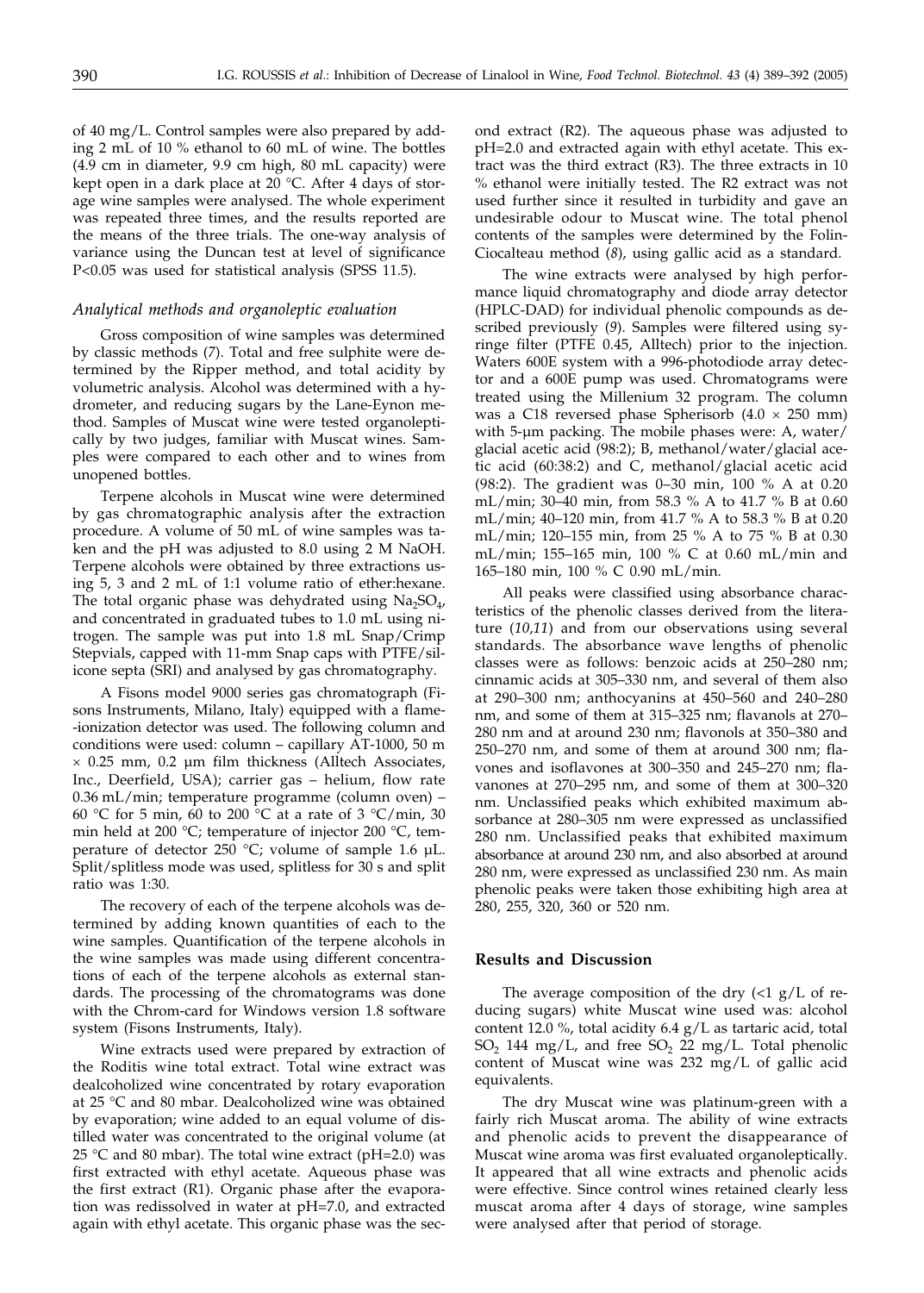of 40 mg/L. Control samples were also prepared by adding 2 mL of 10 % ethanol to 60 mL of wine. The bottles (4.9 cm in diameter, 9.9 cm high, 80 mL capacity) were kept open in a dark place at 20 °C. After 4 days of storage wine samples were analysed. The whole experiment was repeated three times, and the results reported are the means of the three trials. The one-way analysis of variance using the Duncan test at level of significance $P<0.05$ was used for statistical analysis (SPSS 11.5).

### *Analytical methods and organoleptic evaluation*

Gross composition of wine samples was determined by classic methods (*7*). Total and free sulphite were determined by the Ripper method, and total acidity by volumetric analysis. Alcohol was determined with a hydrometer, and reducing sugars by the Lane-Eynon method. Samples of Muscat wine were tested organoleptically by two judges, familiar with Muscat wines. Samples were compared to each other and to wines from unopened bottles.

Terpene alcohols in Muscat wine were determined by gas chromatographic analysis after the extraction procedure. A volume of 50 mL of wine samples was taken and the pH was adjusted to 8.0 using 2 M NaOH. Terpene alcohols were obtained by three extractions using 5, 3 and 2 mL of 1:1 volume ratio of ether:hexane. The total organic phase was dehydrated using $Na_2SO_4$, and concentrated in graduated tubes to 1.0 mL using nitrogen. The sample was put into 1.8 mL Snap/Crimp Stepvials, capped with 11-mm Snap caps with PTFE/silicone septa (SRI) and analysed by gas chromatography.

A Fisons model 9000 series gas chromatograph (Fisons Instruments, Milano, Italy) equipped with a flame-ionization detector was used. The following column and conditions were used: column – capillary AT-1000, 50 m × 0.25 mm, 0.2 µm film thickness (Alltech Associates, Inc., Deerfield, USA); carrier gas – helium, flow rate 0.36 mL/min; temperature programme (column oven) – 60 °C for 5 min, 60 to 200 °C at a rate of 3 °C/min, 30 min held at 200 °C; temperature of injector 200 °C, temperature of detector 250 °C; volume of sample 1.6 µL. Split/splitless mode was used, splitless for 30 s and split ratio was 1:30.

The recovery of each of the terpene alcohols was determined by adding known quantities of each to the wine samples. Quantification of the terpene alcohols in the wine samples was made using different concentrations of each of the terpene alcohols as external standards. The processing of the chromatograms was done with the Chrom-card for Windows version 1.8 software system (Fisons Instruments, Italy).

Wine extracts used were prepared by extraction of the Roditis wine total extract. Total wine extract was dealcoholized wine concentrated by rotary evaporation at 25 °C and 80 mbar. Dealcoholized wine was obtained by evaporation; wine added to an equal volume of distilled water was concentrated to the original volume (at 25 °C and 80 mbar). The total wine extract (pH=2.0) was first extracted with ethyl acetate. Aqueous phase was the first extract (R1). Organic phase after the evaporation was redissolved in water at pH=7.0, and extracted again with ethyl acetate. This organic phase was the second extract (R2). The aqueous phase was adjusted to pH=2.0 and extracted again with ethyl acetate. This extract was the third extract (R3). The three extracts in 10 % ethanol were initially tested. The R2 extract was not used further since it resulted in turbidity and gave an undesirable odour to Muscat wine. The total phenol contents of the samples were determined by the Folin-Ciocalteau method (*8*), using gallic acid as a standard.

The wine extracts were analysed by high performance liquid chromatography and diode array detector (HPLC-DAD) for individual phenolic compounds as described previously (*9*). Samples were filtered using syringe filter (PTFE 0.45, Alltech) prior to the injection. Waters 600E system with a 996-photodiode array detector and a 600E pump was used. Chromatograms were treated using the Millenium 32 program. The column was a C18 reversed phase Spherisorb (4.0 × 250 mm) with 5-µm packing. The mobile phases were: A, water/glacial acetic acid (98:2); B, methanol/water/glacial acetic acid (60:38:2) and C, methanol/glacial acetic acid (98:2). The gradient was 0–30 min, 100 % A at 0.20 mL/min; 30–40 min, from 58.3 % A to 41.7 % B at 0.60 mL/min; 40–120 min, from 41.7 % A to 58.3 % B at 0.20 mL/min; 120–155 min, from 25 % A to 75 % B at 0.30 mL/min; 155–165 min, 100 % C at 0.60 mL/min and 165–180 min, 100 % C 0.90 mL/min.

All peaks were classified using absorbance characteristics of the phenolic classes derived from the literature (*10,11*) and from our observations using several standards. The absorbance wave lengths of phenolic classes were as follows: benzoic acids at 250–280 nm; cinnamic acids at 305–330 nm, and several of them also at 290–300 nm; anthocyanins at 450–560 and 240–280 nm, and some of them at 315–325 nm; flavanols at 270–280 nm and at around 230 nm; flavonols at 350–380 and 250–270 nm, and some of them at around 300 nm; flavones and isoflavones at 300–350 and 245–270 nm; flavanones at 270–295 nm, and some of them at 300–320 nm. Unclassified peaks which exhibited maximum absorbance at 280–305 nm were expressed as unclassified 280 nm. Unclassified peaks that exhibited maximum absorbance at around 230 nm, and also absorbed at around 280 nm, were expressed as unclassified 230 nm. As main phenolic peaks were taken those exhibiting high area at 280, 255, 320, 360 or 520 nm.

## Results and Discussion

The average composition of the dry (<1 g/L of reducing sugars) white Muscat wine used was: alcohol content 12.0 %, total acidity 6.4 g/L as tartaric acid, total $SO_2$ 144 mg/L, and free $SO_2$ 22 mg/L. Total phenolic content of Muscat wine was 232 mg/L of gallic acid equivalents.

The dry Muscat wine was platinum-green with a fairly rich Muscat aroma. The ability of wine extracts and phenolic acids to prevent the disappearance of Muscat wine aroma was first evaluated organoleptically. It appeared that all wine extracts and phenolic acids were effective. Since control wines retained clearly less muscat aroma after 4 days of storage, wine samples were analysed after that period of storage.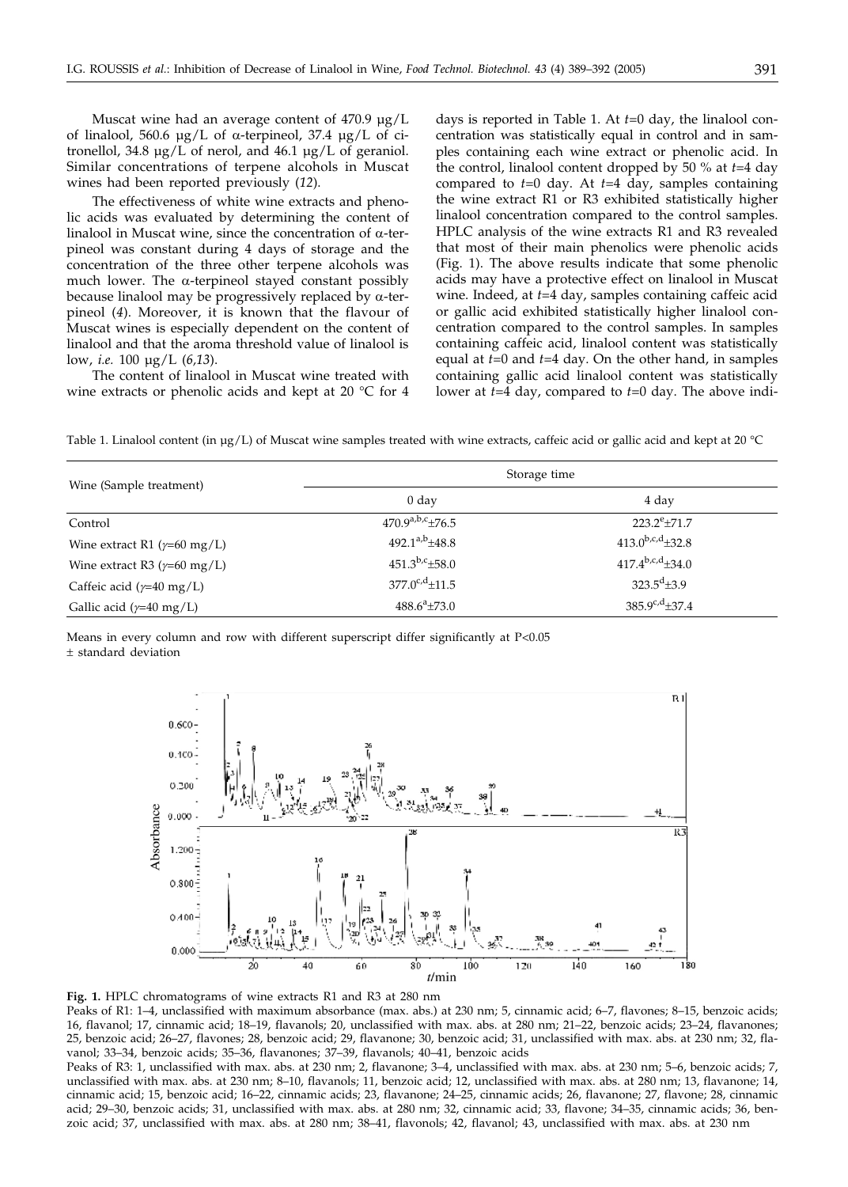Muscat wine had an average content of 470.9 µg/L of linalool, 560.6 µg/L of α-terpineol, 37.4 µg/L of citronellol, 34.8 µg/L of nerol, and 46.1 µg/L of geraniol. Similar concentrations of terpene alcohols in Muscat wines had been reported previously (*12*).

The effectiveness of white wine extracts and phenolic acids was evaluated by determining the content of linalool in Muscat wine, since the concentration of α-terpineol was constant during 4 days of storage and the concentration of the three other terpene alcohols was much lower. The α-terpineol stayed constant possibly because linalool may be progressively replaced by α-terpineol (*4*). Moreover, it is known that the flavour of Muscat wines is especially dependent on the content of linalool and that the aroma threshold value of linalool is low, *i.e.* 100 µg/L (*6,13*).

The content of linalool in Muscat wine treated with wine extracts or phenolic acids and kept at 20 °C for 4 days is reported in Table 1. At *t*=0 day, the linalool concentration was statistically equal in control and in samples containing each wine extract or phenolic acid. In the control, linalool content dropped by 50 % at *t*=4 day compared to *t*=0 day. At *t*=4 day, samples containing the wine extract R1 or R3 exhibited statistically higher linalool concentration compared to the control samples. HPLC analysis of the wine extracts R1 and R3 revealed that most of their main phenolics were phenolic acids (Fig. 1). The above results indicate that some phenolic acids may have a protective effect on linalool in Muscat wine. Indeed, at *t*=4 day, samples containing caffeic acid or gallic acid exhibited statistically higher linalool concentration compared to the control samples. In samples containing caffeic acid, linalool content was statistically equal at *t*=0 and *t*=4 day. On the other hand, in samples containing gallic acid linalool content was statistically lower at *t*=4 day, compared to *t*=0 day. The above indi-

Table 1. Linalool content (in µg/L) of Muscat wine samples treated with wine extracts, caffeic acid or gallic acid and kept at 20 °C

| Wine (Sample treatment) | Storage time | |
|---|---|---|
| | 0 day | 4 day |
| Control | $470.9^{a,b,c}$±76.5 | $223.2^{e}$±71.7 |
| Wine extract R1 ($\gamma$=60 mg/L) | $492.1^{a,b}$±48.8 | $413.0^{b,c,d}$±32.8 |
| Wine extract R3 ($\gamma$=60 mg/L) | $451.3^{b,c}$±58.0 | $417.4^{b,c,d}$±34.0 |
| Caffeic acid ($\gamma$=40 mg/L) | $377.0^{c,d}$±11.5 | $323.5^{d}$±3.9 |
| Gallic acid ($\gamma$=40 mg/L) | $488.6^{a}$±73.0 | $385.9^{c,d}$±37.4 |

Means in every column and row with different superscript differ significantly at P<0.05
± standard deviation

**Fig. 1.** HPLC chromatograms of wine extracts R1 and R3 at 280 nm

Peaks of R1: 1–4, unclassified with maximum absorbance (max. abs.) at 230 nm; 5, cinnamic acid; 6–7, flavones; 8–15, benzoic acids; 16, flavanol; 17, cinnamic acid; 18–19, flavanols; 20, unclassified with max. abs. at 280 nm; 21–22, benzoic acids; 23–24, flavanones; 25, benzoic acid; 26–27, flavones; 28, benzoic acid; 29, flavanone; 30, benzoic acid; 31, unclassified with max. abs. at 230 nm; 32, flavanol; 33–34, benzoic acids; 35–36, flavanones; 37–39, flavanols; 40–41, benzoic acids

Peaks of R3: 1, unclassified with max. abs. at 230 nm; 2, flavanone; 3–4, unclassified with max. abs. at 230 nm; 5–6, benzoic acids; 7, unclassified with max. abs. at 230 nm; 8–10, flavanols; 11, benzoic acid; 12, unclassified with max. abs. at 280 nm; 13, flavanone; 14, cinnamic acid; 15, benzoic acid; 16–22, cinnamic acids; 23, flavanone; 24–25, cinnamic acids; 26, flavanone; 27, flavone; 28, cinnamic acid; 29–30, benzoic acids; 31, unclassified with max. abs. at 280 nm; 32, cinnamic acid; 33, flavone; 34–35, cinnamic acids; 36, benzoic acid; 37, unclassified with max. abs. at 280 nm; 38–41, flavonols; 42, flavanol; 43, unclassified with max. abs. at 230 nm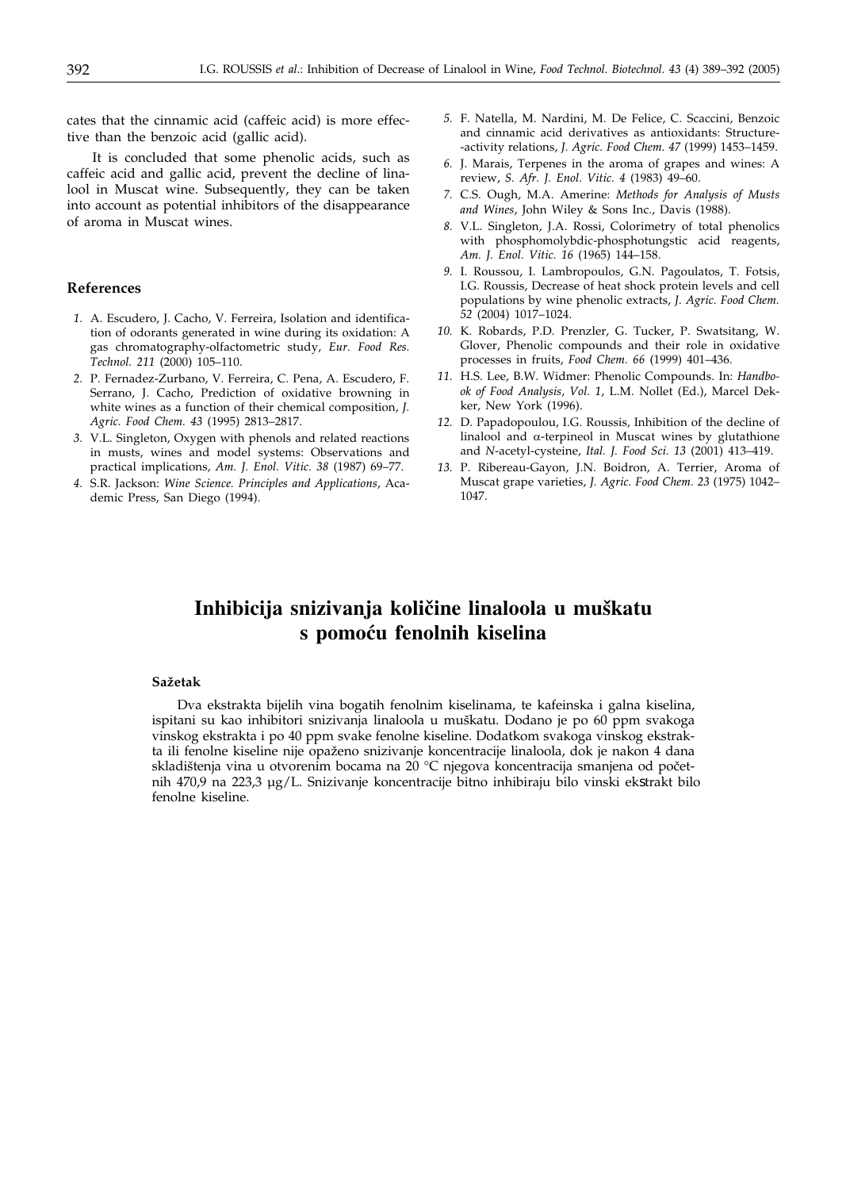cates that the cinnamic acid (caffeic acid) is more effective than the benzoic acid (gallic acid).

It is concluded that some phenolic acids, such as caffeic acid and gallic acid, prevent the decline of linalool in Muscat wine. Subsequently, they can be taken into account as potential inhibitors of the disappearance of aroma in Muscat wines.

## References

1. A. Escudero, J. Cacho, V. Ferreira, Isolation and identification of odorants generated in wine during its oxidation: A gas chromatography-olfactometric study, *Eur. Food Res. Technol. 211* (2000) 105–110.
2. P. Fernadez-Zurbano, V. Ferreira, C. Pena, A. Escudero, F. Serrano, J. Cacho, Prediction of oxidative browning in white wines as a function of their chemical composition, *J. Agric. Food Chem. 43* (1995) 2813–2817.
3. V.L. Singleton, Oxygen with phenols and related reactions in musts, wines and model systems: Observations and practical implications, *Am. J. Enol. Vitic. 38* (1987) 69–77.
4. S.R. Jackson: *Wine Science. Principles and Applications*, Academic Press, San Diego (1994).
5. F. Natella, M. Nardini, M. De Felice, C. Scaccini, Benzoic and cinnamic acid derivatives as antioxidants: Structure-activity relations, *J. Agric. Food Chem. 47* (1999) 1453–1459.
6. J. Marais, Terpenes in the aroma of grapes and wines: A review, *S. Afr. J. Enol. Vitic. 4* (1983) 49–60.
7. C.S. Ough, M.A. Amerine: *Methods for Analysis of Musts and Wines*, John Wiley & Sons Inc., Davis (1988).
8. V.L. Singleton, J.A. Rossi, Colorimetry of total phenolics with phosphomolybdic-phosphotungstic acid reagents, *Am. J. Enol. Vitic. 16* (1965) 144–158.
9. I. Roussou, I. Lambropoulos, G.N. Pagoulatos, T. Fotsis, I.G. Roussis, Decrease of heat shock protein levels and cell populations by wine phenolic extracts, *J. Agric. Food Chem. 52* (2004) 1017–1024.
10. K. Robards, P.D. Prenzler, G. Tucker, P. Swatsitang, W. Glover, Phenolic compounds and their role in oxidative processes in fruits, *Food Chem. 66* (1999) 401–436.
11. H.S. Lee, B.W. Widmer: Phenolic Compounds. In: *Handbook of Food Analysis, Vol. 1*, L.M. Nollet (Ed.), Marcel Dekker, New York (1996).
12. D. Papadopoulou, I.G. Roussis, Inhibition of the decline of linalool and α-terpineol in Muscat wines by glutathione and *N*-acetyl-cysteine, *Ital. J. Food Sci. 13* (2001) 413–419.
13. P. Ribereau-Gayon, J.N. Boidron, A. Terrier, Aroma of Muscat grape varieties, *J. Agric. Food Chem. 23* (1975) 1042–1047.

# Inhibicija snizivanja količine linaloola u muškatu s pomoću fenolnih kiselina

### Sažetak

Dva ekstrakta bijelih vina bogatih fenolnim kiselinama, te kafeinska i galna kiselina, ispitani su kao inhibitori snizivanja linaloola u muškatu. Dodano je po 60 ppm svakoga vinskog ekstrakta i po 40 ppm svake fenolne kiseline. Dodatkom svakoga vinskog ekstrakta ili fenolne kiseline nije opaženo snizivanje koncentracije linaloola, dok je nakon 4 dana skladištenja vina u otvorenim bocama na 20 °C njegova koncentracija smanjena od početnih 470,9 na 223,3 μg/L. Snizivanje koncentracije bitno inhibiraju bilo vinski ekstrakt bilo fenolne kiseline.